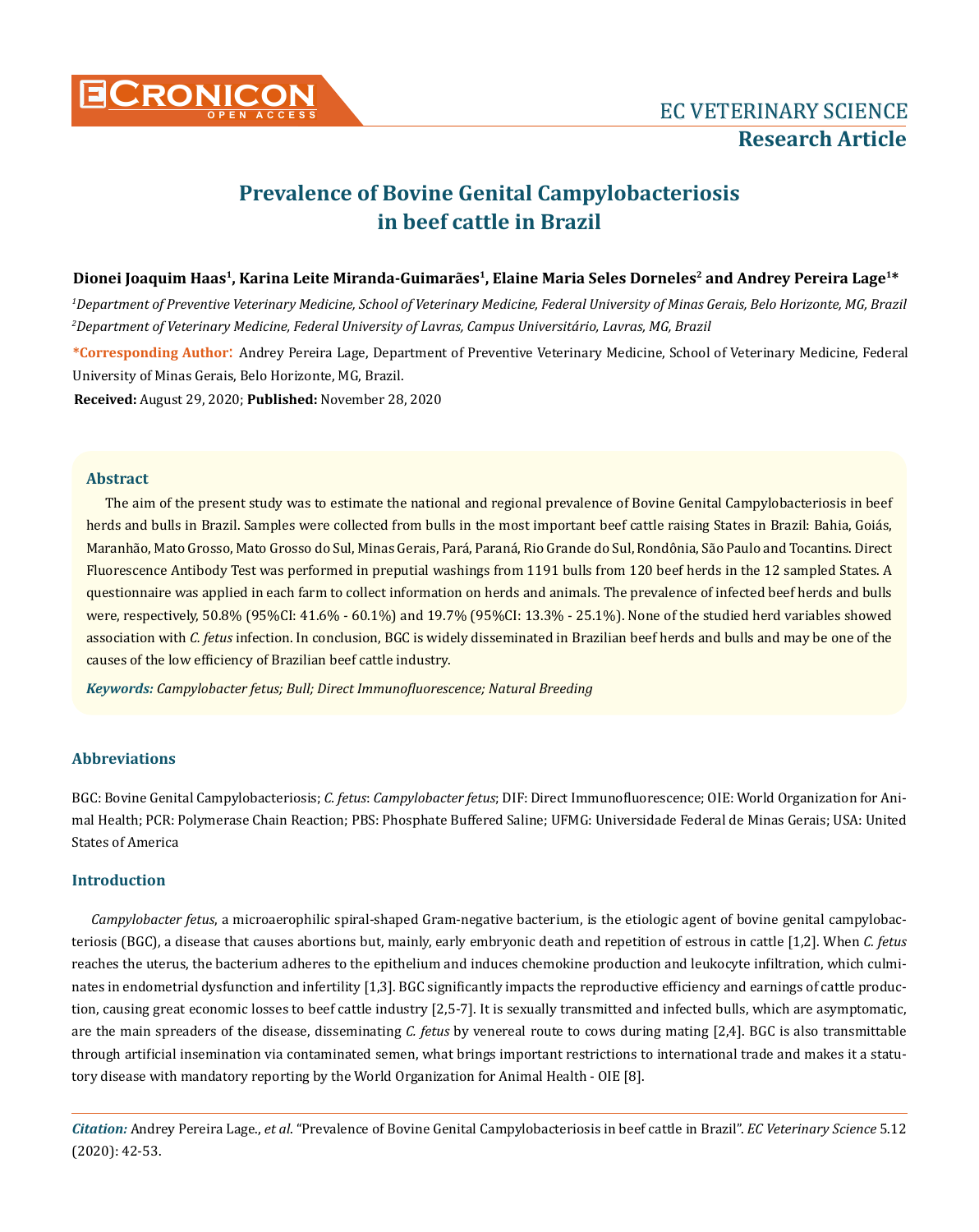# Prevalence of Bovine Genital Campylobacteriosis in beef cattle in Brazil

**Dionei Joaquim Haas[1], Karina Leite Miranda-Guimarães[1], Elaine Maria Seles Dorneles[2] and Andrey Pereira Lage[1]***

[1]*Department of Preventive Veterinary Medicine, School of Veterinary Medicine, Federal University of Minas Gerais, Belo Horizonte, MG, Brazil*

[2]*Department of Veterinary Medicine, Federal University of Lavras, Campus Universitário, Lavras, MG, Brazil*

***Corresponding Author**: Andrey Pereira Lage, Department of Preventive Veterinary Medicine, School of Veterinary Medicine, Federal University of Minas Gerais, Belo Horizonte, MG, Brazil.

**Received:** August 29, 2020; **Published:** November 28, 2020

## Abstract

The aim of the present study was to estimate the national and regional prevalence of Bovine Genital Campylobacteriosis in beef herds and bulls in Brazil. Samples were collected from bulls in the most important beef cattle raising States in Brazil: Bahia, Goiás, Maranhão, Mato Grosso, Mato Grosso do Sul, Minas Gerais, Pará, Paraná, Rio Grande do Sul, Rondônia, São Paulo and Tocantins. Direct Fluorescence Antibody Test was performed in preputial washings from 1191 bulls from 120 beef herds in the 12 sampled States. A questionnaire was applied in each farm to collect information on herds and animals. The prevalence of infected beef herds and bulls were, respectively, 50.8% (95%CI: 41.6% - 60.1%) and 19.7% (95%CI: 13.3% - 25.1%). None of the studied herd variables showed association with *C. fetus* infection. In conclusion, BGC is widely disseminated in Brazilian beef herds and bulls and may be one of the causes of the low efficiency of Brazilian beef cattle industry.

***Keywords:*** *Campylobacter fetus; Bull; Direct Immunofluorescence; Natural Breeding*

## Abbreviations

BGC: Bovine Genital Campylobacteriosis; *C. fetus*: *Campylobacter fetus*; DIF: Direct Immunofluorescence; OIE: World Organization for Animal Health; PCR: Polymerase Chain Reaction; PBS: Phosphate Buffered Saline; UFMG: Universidade Federal de Minas Gerais; USA: United States of America

## Introduction

*Campylobacter fetus*, a microaerophilic spiral-shaped Gram-negative bacterium, is the etiologic agent of bovine genital campylobacteriosis (BGC), a disease that causes abortions but, mainly, early embryonic death and repetition of estrous in cattle [1,2]. When *C. fetus* reaches the uterus, the bacterium adheres to the epithelium and induces chemokine production and leukocyte infiltration, which culminates in endometrial dysfunction and infertility [1,3]. BGC significantly impacts the reproductive efficiency and earnings of cattle production, causing great economic losses to beef cattle industry [2,5-7]. It is sexually transmitted and infected bulls, which are asymptomatic, are the main spreaders of the disease, disseminating *C. fetus* by venereal route to cows during mating [2,4]. BGC is also transmittable through artificial insemination via contaminated semen, what brings important restrictions to international trade and makes it a statutory disease with mandatory reporting by the World Organization for Animal Health - OIE [8].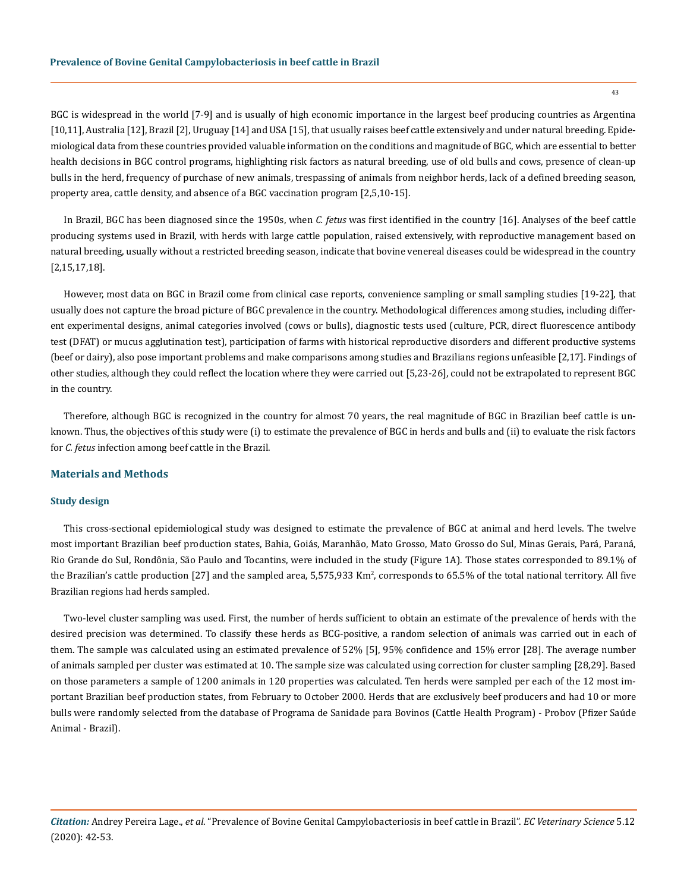BGC is widespread in the world [7-9] and is usually of high economic importance in the largest beef producing countries as Argentina [10,11], Australia [12], Brazil [2], Uruguay [14] and USA [15], that usually raises beef cattle extensively and under natural breeding. Epidemiological data from these countries provided valuable information on the conditions and magnitude of BGC, which are essential to better health decisions in BGC control programs, highlighting risk factors as natural breeding, use of old bulls and cows, presence of clean-up bulls in the herd, frequency of purchase of new animals, trespassing of animals from neighbor herds, lack of a defined breeding season, property area, cattle density, and absence of a BGC vaccination program [2,5,10-15].

In Brazil, BGC has been diagnosed since the 1950s, when *C. fetus* was first identified in the country [16]. Analyses of the beef cattle producing systems used in Brazil, with herds with large cattle population, raised extensively, with reproductive management based on natural breeding, usually without a restricted breeding season, indicate that bovine venereal diseases could be widespread in the country [2,15,17,18].

However, most data on BGC in Brazil come from clinical case reports, convenience sampling or small sampling studies [19-22], that usually does not capture the broad picture of BGC prevalence in the country. Methodological differences among studies, including different experimental designs, animal categories involved (cows or bulls), diagnostic tests used (culture, PCR, direct fluorescence antibody test (DFAT) or mucus agglutination test), participation of farms with historical reproductive disorders and different productive systems (beef or dairy), also pose important problems and make comparisons among studies and Brazilians regions unfeasible [2,17]. Findings of other studies, although they could reflect the location where they were carried out [5,23-26], could not be extrapolated to represent BGC in the country.

Therefore, although BGC is recognized in the country for almost 70 years, the real magnitude of BGC in Brazilian beef cattle is unknown. Thus, the objectives of this study were (i) to estimate the prevalence of BGC in herds and bulls and (ii) to evaluate the risk factors for *C. fetus* infection among beef cattle in the Brazil.

## Materials and Methods

### Study design

This cross-sectional epidemiological study was designed to estimate the prevalence of BGC at animal and herd levels. The twelve most important Brazilian beef production states, Bahia, Goiás, Maranhão, Mato Grosso, Mato Grosso do Sul, Minas Gerais, Pará, Paraná, Rio Grande do Sul, Rondônia, São Paulo and Tocantins, were included in the study (Figure 1A). Those states corresponded to 89.1% of the Brazilian's cattle production [27] and the sampled area, 5,575,933 Km$^2$, corresponds to 65.5% of the total national territory. All five Brazilian regions had herds sampled.

Two-level cluster sampling was used. First, the number of herds sufficient to obtain an estimate of the prevalence of herds with the desired precision was determined. To classify these herds as BCG-positive, a random selection of animals was carried out in each of them. The sample was calculated using an estimated prevalence of 52% [5], 95% confidence and 15% error [28]. The average number of animals sampled per cluster was estimated at 10. The sample size was calculated using correction for cluster sampling [28,29]. Based on those parameters a sample of 1200 animals in 120 properties was calculated. Ten herds were sampled per each of the 12 most important Brazilian beef production states, from February to October 2000. Herds that are exclusively beef producers and had 10 or more bulls were randomly selected from the database of Programa de Sanidade para Bovinos (Cattle Health Program) - Probov (Pfizer Saúde Animal - Brazil).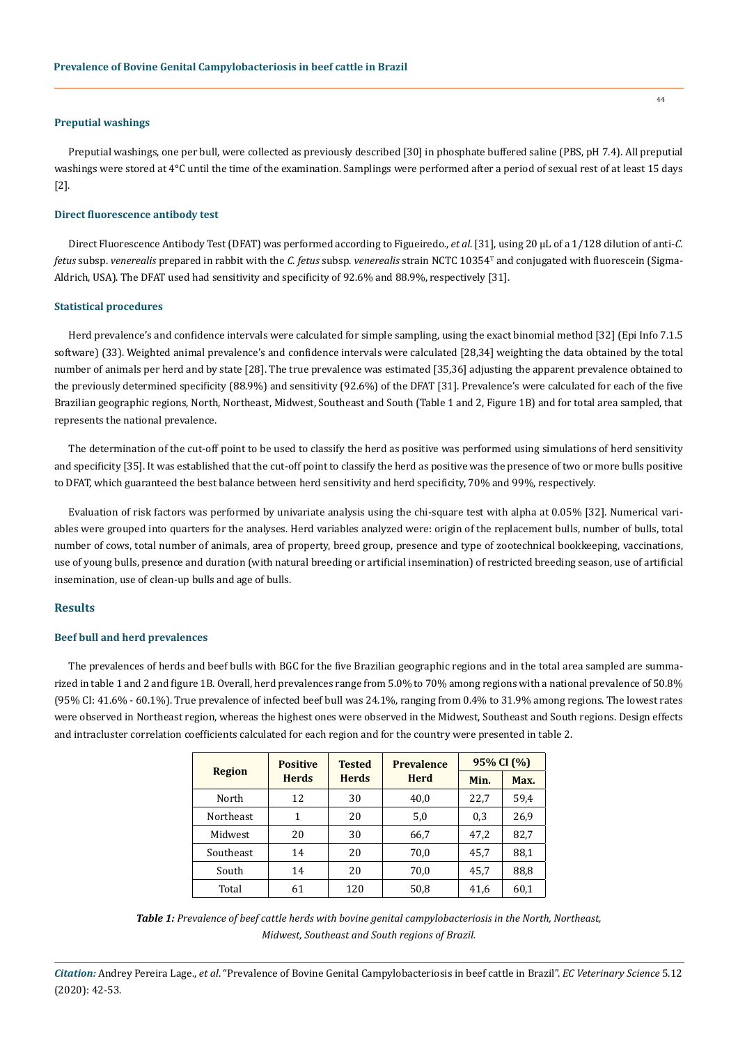### Preputial washings

Preputial washings, one per bull, were collected as previously described [30] in phosphate buffered saline (PBS, pH 7.4). All preputial washings were stored at 4°C until the time of the examination. Samplings were performed after a period of sexual rest of at least 15 days [2].

### Direct fluorescence antibody test

Direct Fluorescence Antibody Test (DFAT) was performed according to Figueiredo., *et al*. [31], using 20 µL of a 1/128 dilution of anti-*C. fetus* subsp. *venerealis* prepared in rabbit with the *C. fetus* subsp. *venerealis* strain NCTC 10354[T] and conjugated with fluorescein (Sigma-Aldrich, USA). The DFAT used had sensitivity and specificity of 92.6% and 88.9%, respectively [31].

### Statistical procedures

Herd prevalence's and confidence intervals were calculated for simple sampling, using the exact binomial method [32] (Epi Info 7.1.5 software) (33). Weighted animal prevalence's and confidence intervals were calculated [28,34] weighting the data obtained by the total number of animals per herd and by state [28]. The true prevalence was estimated [35,36] adjusting the apparent prevalence obtained to the previously determined specificity (88.9%) and sensitivity (92.6%) of the DFAT [31]. Prevalence's were calculated for each of the five Brazilian geographic regions, North, Northeast, Midwest, Southeast and South (Table 1 and 2, Figure 1B) and for total area sampled, that represents the national prevalence.

The determination of the cut-off point to be used to classify the herd as positive was performed using simulations of herd sensitivity and specificity [35]. It was established that the cut-off point to classify the herd as positive was the presence of two or more bulls positive to DFAT, which guaranteed the best balance between herd sensitivity and herd specificity, 70% and 99%, respectively.

Evaluation of risk factors was performed by univariate analysis using the chi-square test with alpha at 0.05% [32]. Numerical variables were grouped into quarters for the analyses. Herd variables analyzed were: origin of the replacement bulls, number of bulls, total number of cows, total number of animals, area of property, breed group, presence and type of zootechnical bookkeeping, vaccinations, use of young bulls, presence and duration (with natural breeding or artificial insemination) of restricted breeding season, use of artificial insemination, use of clean-up bulls and age of bulls.

## Results

### Beef bull and herd prevalences

The prevalences of herds and beef bulls with BGC for the five Brazilian geographic regions and in the total area sampled are summarized in table 1 and 2 and figure 1B. Overall, herd prevalences range from 5.0% to 70% among regions with a national prevalence of 50.8% (95% CI: 41.6% - 60.1%). True prevalence of infected beef bull was 24.1%, ranging from 0.4% to 31.9% among regions. The lowest rates were observed in Northeast region, whereas the highest ones were observed in the Midwest, Southeast and South regions. Design effects and intracluster correlation coefficients calculated for each region and for the country were presented in table 2.

| Region | Positive Herds | Tested Herds | Prevalence Herd | 95% CI (%) | |
|---|---|---|---|---|---|
| | | | | Min. | Max. |
| North | 12 | 30 | 40,0 | 22,7 | 59,4 |
| Northeast | 1 | 20 | 5,0 | 0,3 | 26,9 |
| Midwest | 20 | 30 | 66,7 | 47,2 | 82,7 |
| Southeast | 14 | 20 | 70,0 | 45,7 | 88,1 |
| South | 14 | 20 | 70,0 | 45,7 | 88,8 |
| Total | 61 | 120 | 50,8 | 41,6 | 60,1 |

***Table 1:*** *Prevalence of beef cattle herds with bovine genital campylobacteriosis in the North, Northeast, Midwest, Southeast and South regions of Brazil.*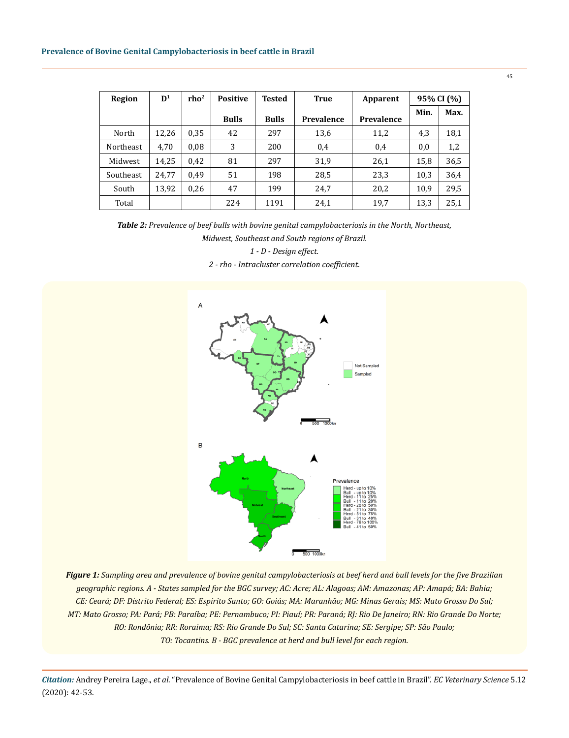| Region | D[1] | rho[2] | Positive Bulls | Tested Bulls | True Prevalence | Apparent Prevalence | 95% CI (%) | |
|---|---|---|---|---|---|---|---|---|
| | | | | | | | Min. | Max. |
| North | 12,26 | 0,35 | 42 | 297 | 13,6 | 11,2 | 4,3 | 18,1 |
| Northeast | 4,70 | 0,08 | 3 | 200 | 0,4 | 0,4 | 0,0 | 1,2 |
| Midwest | 14,25 | 0,42 | 81 | 297 | 31,9 | 26,1 | 15,8 | 36,5 |
| Southeast | 24,77 | 0,49 | 51 | 198 | 28,5 | 23,3 | 10,3 | 36,4 |
| South | 13,92 | 0,26 | 47 | 199 | 24,7 | 20,2 | 10,9 | 29,5 |
| Total | | | 224 | 1191 | 24,1 | 19,7 | 13,3 | 25,1 |

***Table 2:*** *Prevalence of beef bulls with bovine genital campylobacteriosis in the North, Northeast, Midwest, Southeast and South regions of Brazil.*

*1 - D - Design effect.*

*2 - rho - Intracluster correlation coefficient.*

***Figure 1:*** *Sampling area and prevalence of bovine genital campylobacteriosis at beef herd and bull levels for the five Brazilian geographic regions. A - States sampled for the BGC survey; AC: Acre; AL: Alagoas; AM: Amazonas; AP: Amapá; BA: Bahia; CE: Ceará; DF: Distrito Federal; ES: Espírito Santo; GO: Goiás; MA: Maranhão; MG: Minas Gerais; MS: Mato Grosso Do Sul; MT: Mato Grosso; PA: Pará; PB: Paraíba; PE: Pernambuco; PI: Piauí; PR: Paraná; RJ: Rio De Janeiro; RN: Rio Grande Do Norte; RO: Rondônia; RR: Roraima; RS: Rio Grande Do Sul; SC: Santa Catarina; SE: Sergipe; SP: São Paulo; TO: Tocantins. B - BGC prevalence at herd and bull level for each region.*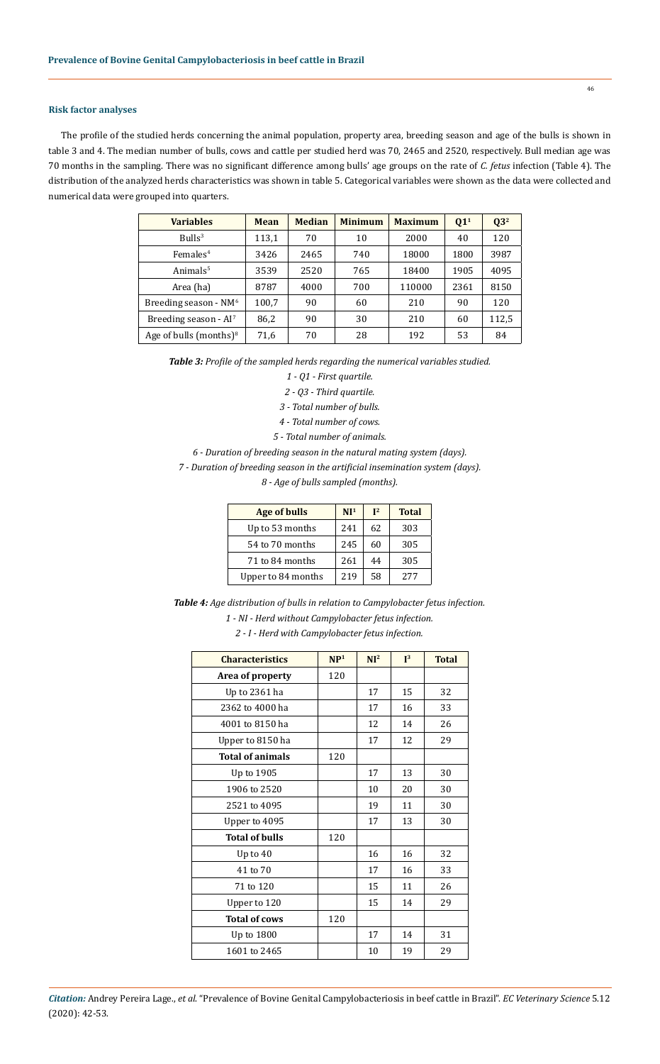### Risk factor analyses

The profile of the studied herds concerning the animal population, property area, breeding season and age of the bulls is shown in table 3 and 4. The median number of bulls, cows and cattle per studied herd was 70, 2465 and 2520, respectively. Bull median age was 70 months in the sampling. There was no significant difference among bulls' age groups on the rate of *C. fetus* infection (Table 4). The distribution of the analyzed herds characteristics was shown in table 5. Categorical variables were shown as the data were collected and numerical data were grouped into quarters.

| Variables | Mean | Median | Minimum | Maximum | Q1[1] | Q3[2] |
|---|---|---|---|---|---|---|
| Bulls[3] | 113,1 | 70 | 10 | 2000 | 40 | 120 |
| Females[4] | 3426 | 2465 | 740 | 18000 | 1800 | 3987 |
| Animals[5] | 3539 | 2520 | 765 | 18400 | 1905 | 4095 |
| Area (ha) | 8787 | 4000 | 700 | 110000 | 2361 | 8150 |
| Breeding season - NM[6] | 100,7 | 90 | 60 | 210 | 90 | 120 |
| Breeding season - AI[7] | 86,2 | 90 | 30 | 210 | 60 | 112,5 |
| Age of bulls (months)[8] | 71,6 | 70 | 28 | 192 | 53 | 84 |

***Table 3:*** *Profile of the sampled herds regarding the numerical variables studied.*

*1 - Q1 - First quartile.*

*2 - Q3 - Third quartile.*

*3 - Total number of bulls.*

*4 - Total number of cows.*

*5 - Total number of animals.*

*6 - Duration of breeding season in the natural mating system (days).*

*7 - Duration of breeding season in the artificial insemination system (days).*

*8 - Age of bulls sampled (months).*

| Age of bulls | NI[1] | I[2] | Total |
|---|---|---|---|
| Up to 53 months | 241 | 62 | 303 |
| 54 to 70 months | 245 | 60 | 305 |
| 71 to 84 months | 261 | 44 | 305 |
| Upper to 84 months | 219 | 58 | 277 |

***Table 4:*** *Age distribution of bulls in relation to Campylobacter fetus infection.*

*1 - NI - Herd without Campylobacter fetus infection.*

*2 - I - Herd with Campylobacter fetus infection.*

| Characteristics | NP[1] | NI[2] | I[3] | Total |
|---|---|---|---|---|
| **Area of property** | 120 | | | |
| Up to 2361 ha | | 17 | 15 | 32 |
| 2362 to 4000 ha | | 17 | 16 | 33 |
| 4001 to 8150 ha | | 12 | 14 | 26 |
| Upper to 8150 ha | | 17 | 12 | 29 |
| **Total of animals** | 120 | | | |
| Up to 1905 | | 17 | 13 | 30 |
| 1906 to 2520 | | 10 | 20 | 30 |
| 2521 to 4095 | | 19 | 11 | 30 |
| Upper to 4095 | | 17 | 13 | 30 |
| **Total of bulls** | 120 | | | |
| Up to 40 | | 16 | 16 | 32 |
| 41 to 70 | | 17 | 16 | 33 |
| 71 to 120 | | 15 | 11 | 26 |
| Upper to 120 | | 15 | 14 | 29 |
| **Total of cows** | 120 | | | |
| Up to 1800 | | 17 | 14 | 31 |
| 1601 to 2465 | | 10 | 19 | 29 |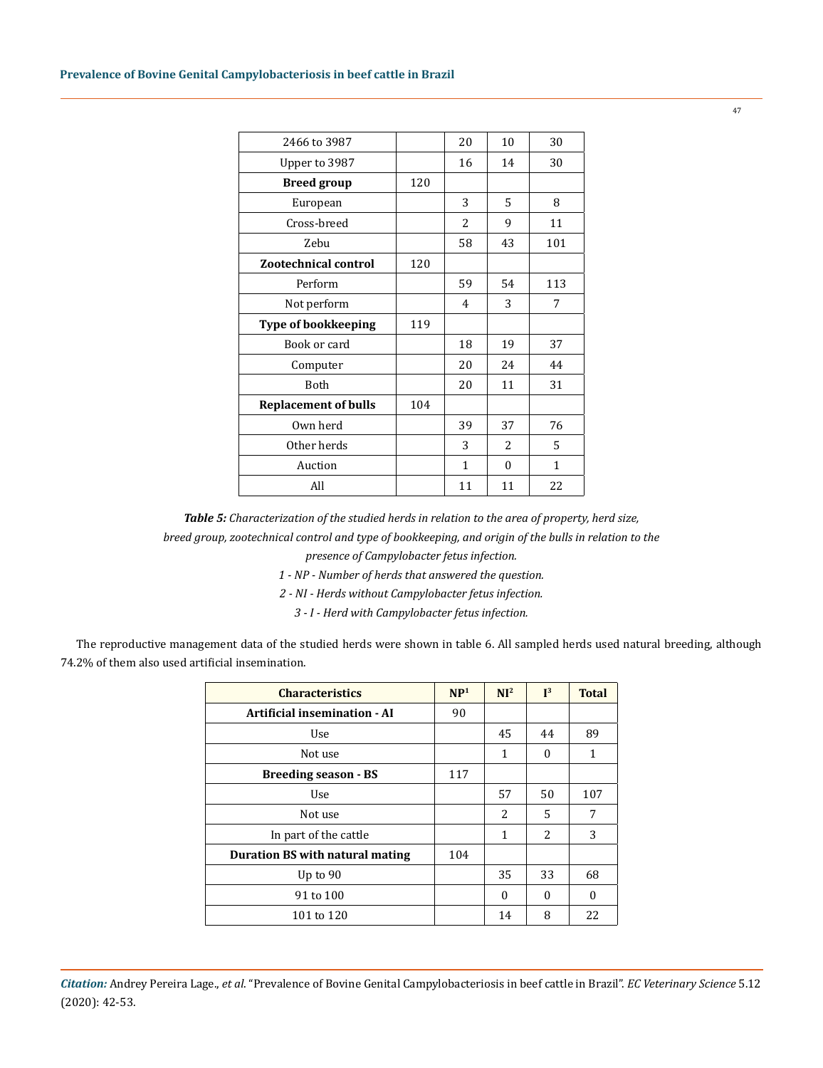| | | | | |
|---|---|---|---|---|
| 2466 to 3987 | | 20 | 10 | 30 |
| Upper to 3987 | | 16 | 14 | 30 |
| **Breed group** | 120 | | | |
| European | | 3 | 5 | 8 |
| Cross-breed | | 2 | 9 | 11 |
| Zebu | | 58 | 43 | 101 |
| **Zootechnical control** | 120 | | | |
| Perform | | 59 | 54 | 113 |
| Not perform | | 4 | 3 | 7 |
| **Type of bookkeeping** | 119 | | | |
| Book or card | | 18 | 19 | 37 |
| Computer | | 20 | 24 | 44 |
| Both | | 20 | 11 | 31 |
| **Replacement of bulls** | 104 | | | |
| Own herd | | 39 | 37 | 76 |
| Other herds | | 3 | 2 | 5 |
| Auction | | 1 | 0 | 1 |
| All | | 11 | 11 | 22 |

***Table 5:*** *Characterization of the studied herds in relation to the area of property, herd size, breed group, zootechnical control and type of bookkeeping, and origin of the bulls in relation to the presence of Campylobacter fetus infection.*

*1 - NP - Number of herds that answered the question.*

*2 - NI - Herds without Campylobacter fetus infection.*

*3 - I - Herd with Campylobacter fetus infection.*

The reproductive management data of the studied herds were shown in table 6. All sampled herds used natural breeding, although 74.2% of them also used artificial insemination.

| Characteristics | NP[1] | NI[2] | I[3] | Total |
|---|---|---|---|---|
| **Artificial insemination - AI** | 90 | | | |
| Use | | 45 | 44 | 89 |
| Not use | | 1 | 0 | 1 |
| **Breeding season - BS** | 117 | | | |
| Use | | 57 | 50 | 107 |
| Not use | | 2 | 5 | 7 |
| In part of the cattle | | 1 | 2 | 3 |
| **Duration BS with natural mating** | 104 | | | |
| Up to 90 | | 35 | 33 | 68 |
| 91 to 100 | | 0 | 0 | 0 |
| 101 to 120 | | 14 | 8 | 22 |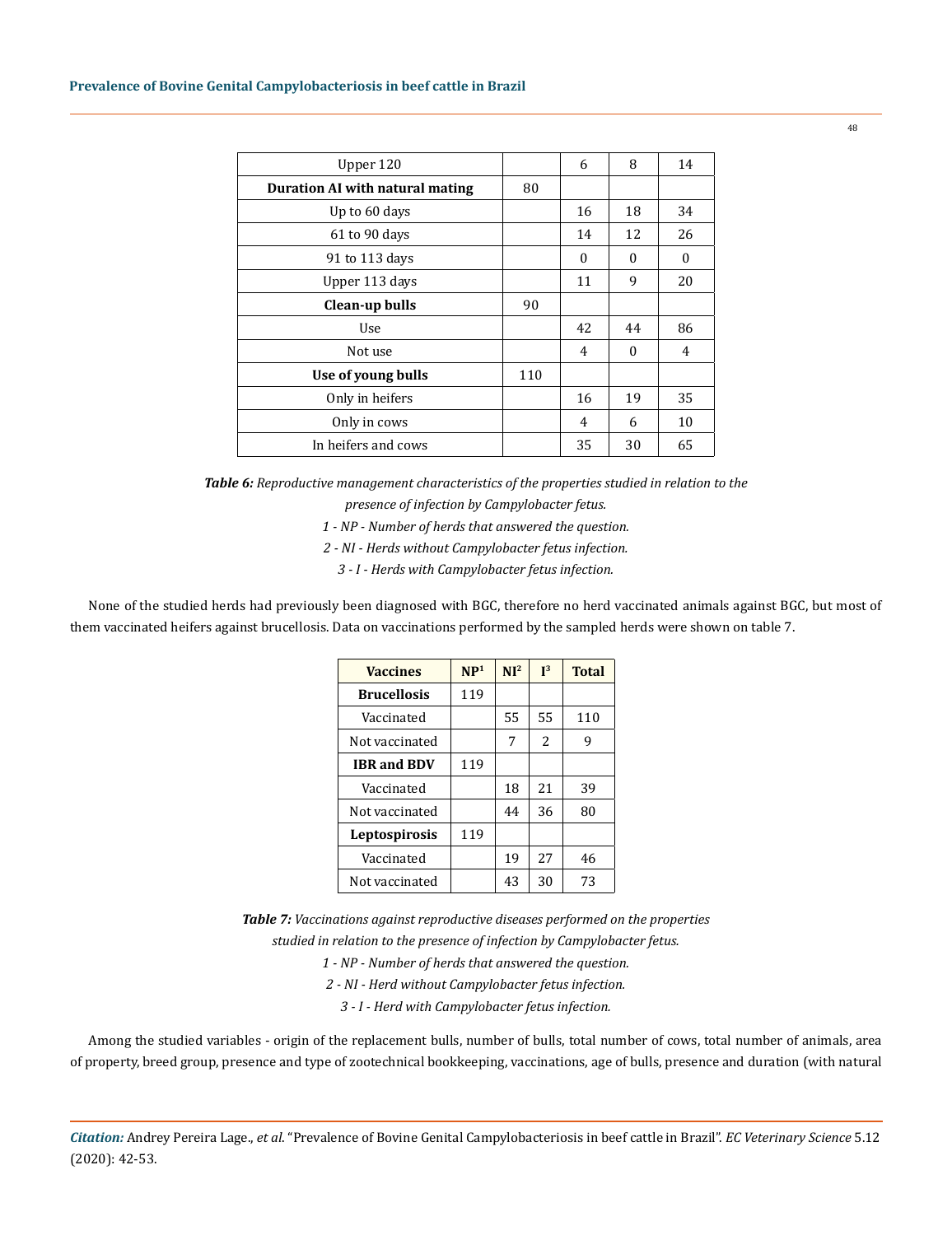| | | | | |
|---|---|---|---|---|
| Upper 120 | | 6 | 8 | 14 |
| **Duration AI with natural mating** | 80 | | | |
| Up to 60 days | | 16 | 18 | 34 |
| 61 to 90 days | | 14 | 12 | 26 |
| 91 to 113 days | | 0 | 0 | 0 |
| Upper 113 days | | 11 | 9 | 20 |
| **Clean-up bulls** | 90 | | | |
| Use | | 42 | 44 | 86 |
| Not use | | 4 | 0 | 4 |
| **Use of young bulls** | 110 | | | |
| Only in heifers | | 16 | 19 | 35 |
| Only in cows | | 4 | 6 | 10 |
| In heifers and cows | | 35 | 30 | 65 |

***Table 6:*** *Reproductive management characteristics of the properties studied in relation to the presence of infection by Campylobacter fetus.*

*1 - NP - Number of herds that answered the question.*

*2 - NI - Herds without Campylobacter fetus infection.*

*3 - I - Herds with Campylobacter fetus infection.*

None of the studied herds had previously been diagnosed with BGC, therefore no herd vaccinated animals against BGC, but most of them vaccinated heifers against brucellosis. Data on vaccinations performed by the sampled herds were shown on table 7.

| Vaccines | NP[1] | NI[2] | I[3] | Total |
|---|---|---|---|---|
| **Brucellosis** | 119 | | | |
| Vaccinated | | 55 | 55 | 110 |
| Not vaccinated | | 7 | 2 | 9 |
| **IBR and BDV** | 119 | | | |
| Vaccinated | | 18 | 21 | 39 |
| Not vaccinated | | 44 | 36 | 80 |
| **Leptospirosis** | 119 | | | |
| Vaccinated | | 19 | 27 | 46 |
| Not vaccinated | | 43 | 30 | 73 |

***Table 7:*** *Vaccinations against reproductive diseases performed on the properties studied in relation to the presence of infection by Campylobacter fetus.*

*1 - NP - Number of herds that answered the question.*

*2 - NI - Herd without Campylobacter fetus infection.*

*3 - I - Herd with Campylobacter fetus infection.*

Among the studied variables - origin of the replacement bulls, number of bulls, total number of cows, total number of animals, area of property, breed group, presence and type of zootechnical bookkeeping, vaccinations, age of bulls, presence and duration (with natural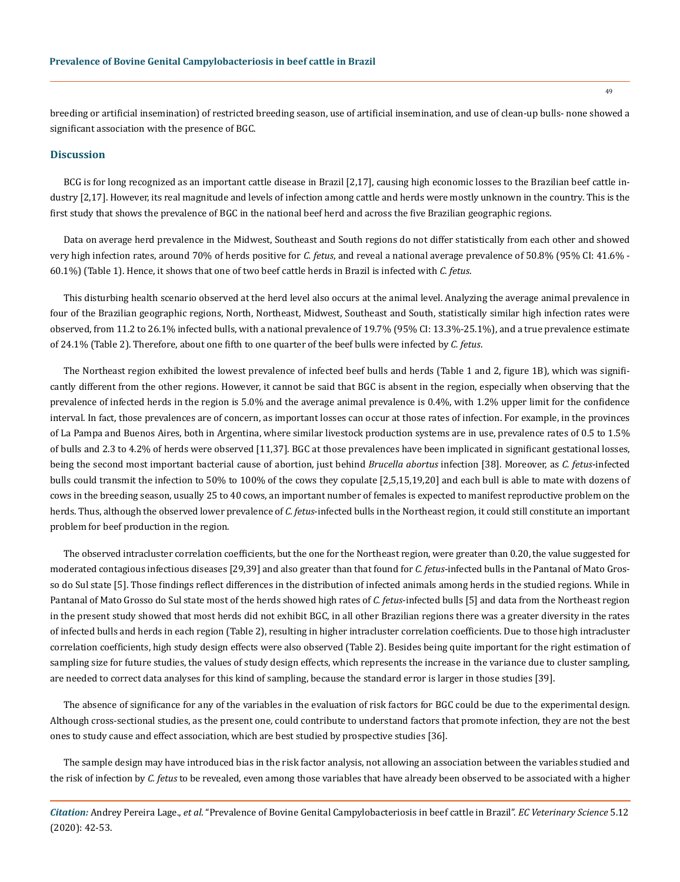breeding or artificial insemination) of restricted breeding season, use of artificial insemination, and use of clean-up bulls- none showed a significant association with the presence of BGC.

## Discussion

BCG is for long recognized as an important cattle disease in Brazil [2,17], causing high economic losses to the Brazilian beef cattle industry [2,17]. However, its real magnitude and levels of infection among cattle and herds were mostly unknown in the country. This is the first study that shows the prevalence of BGC in the national beef herd and across the five Brazilian geographic regions.

Data on average herd prevalence in the Midwest, Southeast and South regions do not differ statistically from each other and showed very high infection rates, around 70% of herds positive for *C. fetus*, and reveal a national average prevalence of 50.8% (95% CI: 41.6% - 60.1%) (Table 1). Hence, it shows that one of two beef cattle herds in Brazil is infected with *C. fetus*.

This disturbing health scenario observed at the herd level also occurs at the animal level. Analyzing the average animal prevalence in four of the Brazilian geographic regions, North, Northeast, Midwest, Southeast and South, statistically similar high infection rates were observed, from 11.2 to 26.1% infected bulls, with a national prevalence of 19.7% (95% CI: 13.3%-25.1%), and a true prevalence estimate of 24.1% (Table 2). Therefore, about one fifth to one quarter of the beef bulls were infected by *C. fetus*.

The Northeast region exhibited the lowest prevalence of infected beef bulls and herds (Table 1 and 2, figure 1B), which was significantly different from the other regions. However, it cannot be said that BGC is absent in the region, especially when observing that the prevalence of infected herds in the region is 5.0% and the average animal prevalence is 0.4%, with 1.2% upper limit for the confidence interval. In fact, those prevalences are of concern, as important losses can occur at those rates of infection. For example, in the provinces of La Pampa and Buenos Aires, both in Argentina, where similar livestock production systems are in use, prevalence rates of 0.5 to 1.5% of bulls and 2.3 to 4.2% of herds were observed [11,37]. BGC at those prevalences have been implicated in significant gestational losses, being the second most important bacterial cause of abortion, just behind *Brucella abortus* infection [38]. Moreover, as *C. fetus*-infected bulls could transmit the infection to 50% to 100% of the cows they copulate [2,5,15,19,20] and each bull is able to mate with dozens of cows in the breeding season, usually 25 to 40 cows, an important number of females is expected to manifest reproductive problem on the herds. Thus, although the observed lower prevalence of *C. fetus*-infected bulls in the Northeast region, it could still constitute an important problem for beef production in the region.

The observed intracluster correlation coefficients, but the one for the Northeast region, were greater than 0.20, the value suggested for moderated contagious infectious diseases [29,39] and also greater than that found for *C. fetus*-infected bulls in the Pantanal of Mato Grosso do Sul state [5]. Those findings reflect differences in the distribution of infected animals among herds in the studied regions. While in Pantanal of Mato Grosso do Sul state most of the herds showed high rates of *C. fetus*-infected bulls [5] and data from the Northeast region in the present study showed that most herds did not exhibit BGC, in all other Brazilian regions there was a greater diversity in the rates of infected bulls and herds in each region (Table 2), resulting in higher intracluster correlation coefficients. Due to those high intracluster correlation coefficients, high study design effects were also observed (Table 2). Besides being quite important for the right estimation of sampling size for future studies, the values of study design effects, which represents the increase in the variance due to cluster sampling, are needed to correct data analyses for this kind of sampling, because the standard error is larger in those studies [39].

The absence of significance for any of the variables in the evaluation of risk factors for BGC could be due to the experimental design. Although cross-sectional studies, as the present one, could contribute to understand factors that promote infection, they are not the best ones to study cause and effect association, which are best studied by prospective studies [36].

The sample design may have introduced bias in the risk factor analysis, not allowing an association between the variables studied and the risk of infection by *C. fetus* to be revealed, even among those variables that have already been observed to be associated with a higher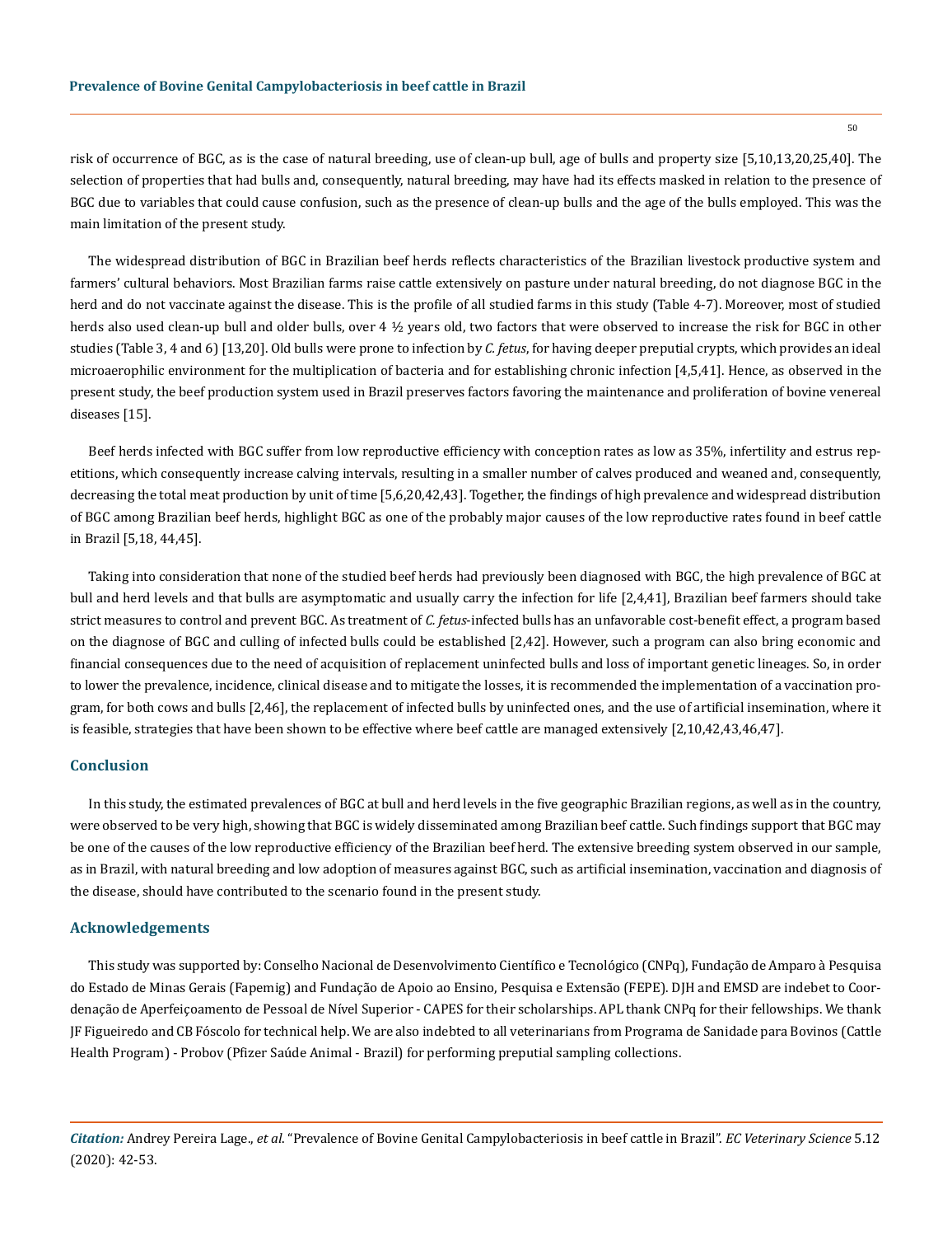risk of occurrence of BGC, as is the case of natural breeding, use of clean-up bull, age of bulls and property size [5,10,13,20,25,40]. The selection of properties that had bulls and, consequently, natural breeding, may have had its effects masked in relation to the presence of BGC due to variables that could cause confusion, such as the presence of clean-up bulls and the age of the bulls employed. This was the main limitation of the present study.

The widespread distribution of BGC in Brazilian beef herds reflects characteristics of the Brazilian livestock productive system and farmers' cultural behaviors. Most Brazilian farms raise cattle extensively on pasture under natural breeding, do not diagnose BGC in the herd and do not vaccinate against the disease. This is the profile of all studied farms in this study (Table 4-7). Moreover, most of studied herds also used clean-up bull and older bulls, over 4 ½ years old, two factors that were observed to increase the risk for BGC in other studies (Table 3, 4 and 6) [13,20]. Old bulls were prone to infection by *C. fetus*, for having deeper preputial crypts, which provides an ideal microaerophilic environment for the multiplication of bacteria and for establishing chronic infection [4,5,41]. Hence, as observed in the present study, the beef production system used in Brazil preserves factors favoring the maintenance and proliferation of bovine venereal diseases [15].

Beef herds infected with BGC suffer from low reproductive efficiency with conception rates as low as 35%, infertility and estrus repetitions, which consequently increase calving intervals, resulting in a smaller number of calves produced and weaned and, consequently, decreasing the total meat production by unit of time [5,6,20,42,43]. Together, the findings of high prevalence and widespread distribution of BGC among Brazilian beef herds, highlight BGC as one of the probably major causes of the low reproductive rates found in beef cattle in Brazil [5,18, 44,45].

Taking into consideration that none of the studied beef herds had previously been diagnosed with BGC, the high prevalence of BGC at bull and herd levels and that bulls are asymptomatic and usually carry the infection for life [2,4,41], Brazilian beef farmers should take strict measures to control and prevent BGC. As treatment of *C. fetus*-infected bulls has an unfavorable cost-benefit effect, a program based on the diagnose of BGC and culling of infected bulls could be established [2,42]. However, such a program can also bring economic and financial consequences due to the need of acquisition of replacement uninfected bulls and loss of important genetic lineages. So, in order to lower the prevalence, incidence, clinical disease and to mitigate the losses, it is recommended the implementation of a vaccination program, for both cows and bulls [2,46], the replacement of infected bulls by uninfected ones, and the use of artificial insemination, where it is feasible, strategies that have been shown to be effective where beef cattle are managed extensively [2,10,42,43,46,47].

## Conclusion

In this study, the estimated prevalences of BGC at bull and herd levels in the five geographic Brazilian regions, as well as in the country, were observed to be very high, showing that BGC is widely disseminated among Brazilian beef cattle. Such findings support that BGC may be one of the causes of the low reproductive efficiency of the Brazilian beef herd. The extensive breeding system observed in our sample, as in Brazil, with natural breeding and low adoption of measures against BGC, such as artificial insemination, vaccination and diagnosis of the disease, should have contributed to the scenario found in the present study.

## Acknowledgements

This study was supported by: Conselho Nacional de Desenvolvimento Científico e Tecnológico (CNPq), Fundação de Amparo à Pesquisa do Estado de Minas Gerais (Fapemig) and Fundação de Apoio ao Ensino, Pesquisa e Extensão (FEPE). DJH and EMSD are indebet to Coordenação de Aperfeiçoamento de Pessoal de Nível Superior - CAPES for their scholarships. APL thank CNPq for their fellowships. We thank JF Figueiredo and CB Fóscolo for technical help. We are also indebted to all veterinarians from Programa de Sanidade para Bovinos (Cattle Health Program) - Probov (Pfizer Saúde Animal - Brazil) for performing preputial sampling collections.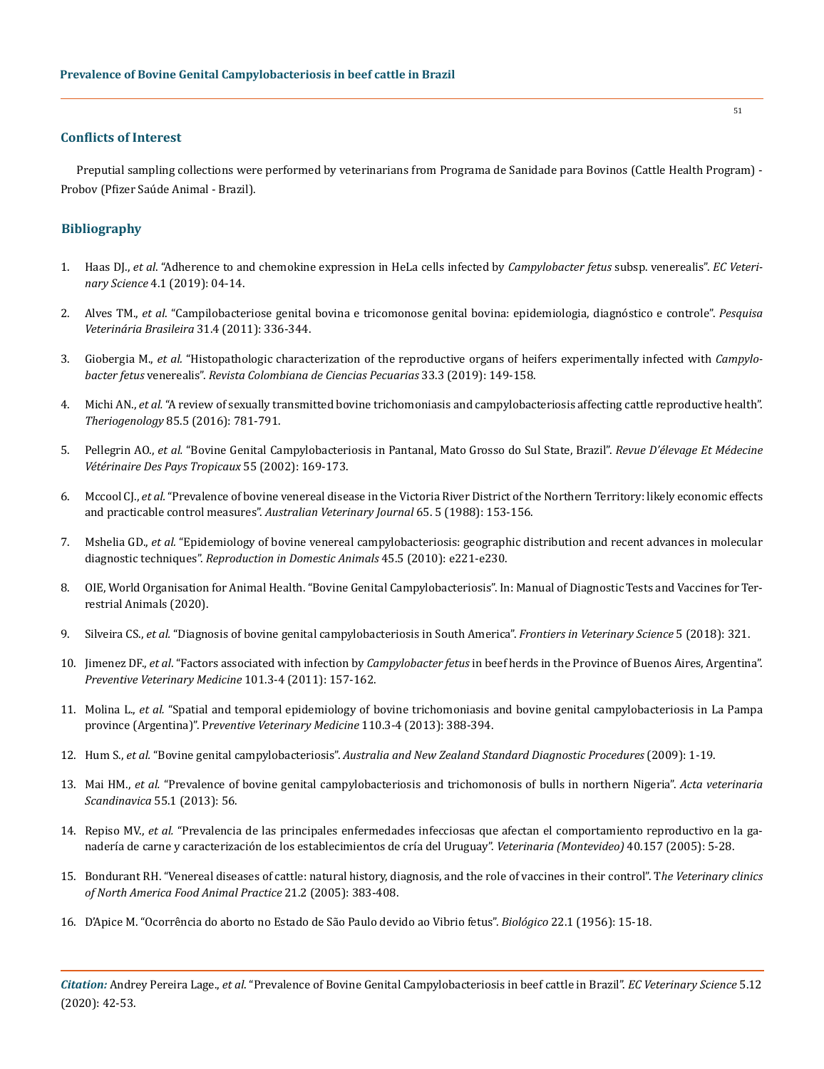## Conflicts of Interest

Preputial sampling collections were performed by veterinarians from Programa de Sanidade para Bovinos (Cattle Health Program) - Probov (Pfizer Saúde Animal - Brazil).

## Bibliography

1. Haas DJ., *et al*. "Adherence to and chemokine expression in HeLa cells infected by *Campylobacter fetus* subsp. venerealis". *EC Veterinary Science* 4.1 (2019): 04-14.
2. Alves TM., *et al*. "Campilobacteriose genital bovina e tricomonose genital bovina: epidemiologia, diagnóstico e controle". *Pesquisa Veterinária Brasileira* 31.4 (2011): 336-344.
3. Giobergia M., *et al.* "Histopathologic characterization of the reproductive organs of heifers experimentally infected with *Campylobacter fetus* venerealis". *Revista Colombiana de Ciencias Pecuarias* 33.3 (2019): 149-158.
4. Michi AN., *et al.* "A review of sexually transmitted bovine trichomoniasis and campylobacteriosis affecting cattle reproductive health". *Theriogenology* 85.5 (2016): 781-791.
5. Pellegrin AO., *et al.* "Bovine Genital Campylobacteriosis in Pantanal, Mato Grosso do Sul State, Brazil". *Revue D'élevage Et Médecine Vétérinaire Des Pays Tropicaux* 55 (2002): 169-173.
6. Mccool CJ., *et al.* "Prevalence of bovine venereal disease in the Victoria River District of the Northern Territory: likely economic effects and practicable control measures". *Australian Veterinary Journal* 65. 5 (1988): 153-156.
7. Mshelia GD., *et al.* "Epidemiology of bovine venereal campylobacteriosis: geographic distribution and recent advances in molecular diagnostic techniques". *Reproduction in Domestic Animals* 45.5 (2010): e221-e230.
8. OIE, World Organisation for Animal Health. "Bovine Genital Campylobacteriosis". In: Manual of Diagnostic Tests and Vaccines for Terrestrial Animals (2020).
9. Silveira CS., *et al.* "Diagnosis of bovine genital campylobacteriosis in South America". *Frontiers in Veterinary Science* 5 (2018): 321.
10. Jimenez DF., *et al*. "Factors associated with infection by *Campylobacter fetus* in beef herds in the Province of Buenos Aires, Argentina". *Preventive Veterinary Medicine* 101.3-4 (2011): 157-162.
11. Molina L., *et al.* "Spatial and temporal epidemiology of bovine trichomoniasis and bovine genital campylobacteriosis in La Pampa province (Argentina)". *Preventive Veterinary Medicine* 110.3-4 (2013): 388-394.
12. Hum S., *et al.* "Bovine genital campylobacteriosis". *Australia and New Zealand Standard Diagnostic Procedures* (2009): 1-19.
13. Mai HM., *et al.* "Prevalence of bovine genital campylobacteriosis and trichomonosis of bulls in northern Nigeria". *Acta veterinaria Scandinavica* 55.1 (2013): 56.
14. Repiso MV., *et al.* "Prevalencia de las principales enfermedades infecciosas que afectan el comportamiento reproductivo en la ganadería de carne y caracterización de los establecimientos de cría del Uruguay". *Veterinaria (Montevideo)* 40.157 (2005): 5-28.
15. Bondurant RH. "Venereal diseases of cattle: natural history, diagnosis, and the role of vaccines in their control". *The Veterinary clinics of North America Food Animal Practice* 21.2 (2005): 383-408.
16. D'Apice M. "Ocorrência do aborto no Estado de São Paulo devido ao Vibrio fetus". *Biológico* 22.1 (1956): 15-18.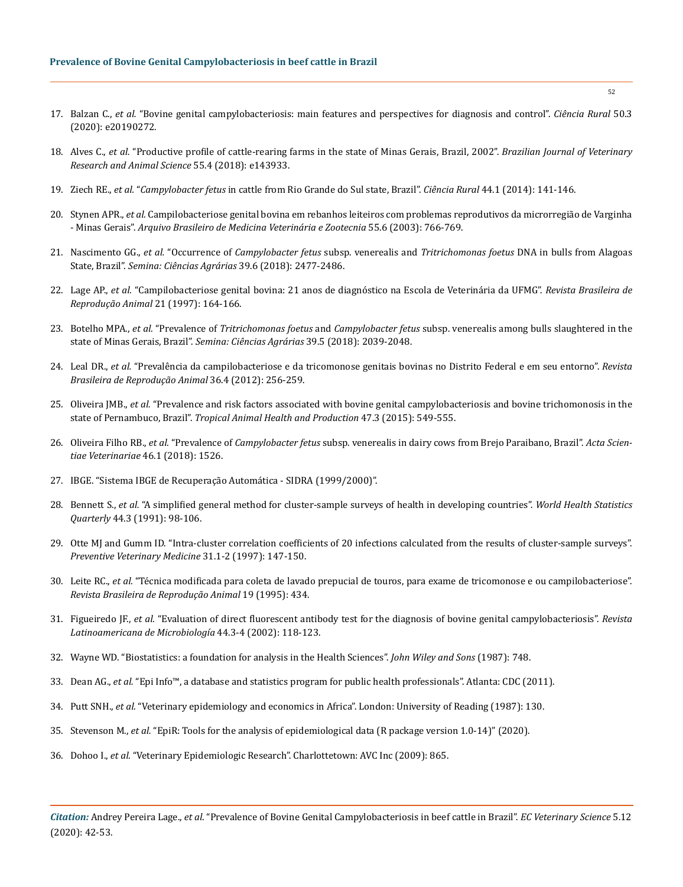17. Balzan C., *et al.* "Bovine genital campylobacteriosis: main features and perspectives for diagnosis and control". *Ciência Rural* 50.3 (2020): e20190272.
18. Alves C., *et al.* "Productive profile of cattle-rearing farms in the state of Minas Gerais, Brazil, 2002". *Brazilian Journal of Veterinary Research and Animal Science* 55.4 (2018): e143933.
19. Ziech RE., *et al.* "*Campylobacter fetus* in cattle from Rio Grande do Sul state, Brazil". *Ciência Rural* 44.1 (2014): 141-146.
20. Stynen APR., *et al.* Campilobacteriose genital bovina em rebanhos leiteiros com problemas reprodutivos da microrregião de Varginha - Minas Gerais". *Arquivo Brasileiro de Medicina Veterinária e Zootecnia* 55.6 (2003): 766-769.
21. Nascimento GG., *et al.* "Occurrence of *Campylobacter fetus* subsp. venerealis and *Tritrichomonas foetus* DNA in bulls from Alagoas State, Brazil". *Semina: Ciências Agrárias* 39.6 (2018): 2477-2486.
22. Lage AP., *et al.* "Campilobacteriose genital bovina: 21 anos de diagnóstico na Escola de Veterinária da UFMG". *Revista Brasileira de Reprodução Animal* 21 (1997): 164-166.
23. Botelho MPA., *et al.* "Prevalence of *Tritrichomonas foetus* and *Campylobacter fetus* subsp. venerealis among bulls slaughtered in the state of Minas Gerais, Brazil". *Semina: Ciências Agrárias* 39.5 (2018): 2039-2048.
24. Leal DR., *et al.* "Prevalência da campilobacteriose e da tricomonose genitais bovinas no Distrito Federal e em seu entorno". *Revista Brasileira de Reprodução Animal* 36.4 (2012): 256-259.
25. Oliveira JMB., *et al.* "Prevalence and risk factors associated with bovine genital campylobacteriosis and bovine trichomonosis in the state of Pernambuco, Brazil". *Tropical Animal Health and Production* 47.3 (2015): 549-555.
26. Oliveira Filho RB., *et al.* "Prevalence of *Campylobacter fetus* subsp. venerealis in dairy cows from Brejo Paraibano, Brazil". *Acta Scientiae Veterinariae* 46.1 (2018): 1526.
27. IBGE. "Sistema IBGE de Recuperação Automática - SIDRA (1999/2000)".
28. Bennett S., *et al.* "A simplified general method for cluster-sample surveys of health in developing countries". *World Health Statistics Quarterly* 44.3 (1991): 98-106.
29. Otte MJ and Gumm ID. "Intra-cluster correlation coefficients of 20 infections calculated from the results of cluster-sample surveys". *Preventive Veterinary Medicine* 31.1-2 (1997): 147-150.
30. Leite RC., *et al.* "Técnica modificada para coleta de lavado prepucial de touros, para exame de tricomonose e ou campilobacteriose". *Revista Brasileira de Reprodução Animal* 19 (1995): 434.
31. Figueiredo JF., *et al.* "Evaluation of direct fluorescent antibody test for the diagnosis of bovine genital campylobacteriosis". *Revista Latinoamericana de Microbiología* 44.3-4 (2002): 118-123.
32. Wayne WD. "Biostatistics: a foundation for analysis in the Health Sciences". *John Wiley and Sons* (1987): 748.
33. Dean AG., *et al.* "Epi Info™, a database and statistics program for public health professionals". Atlanta: CDC (2011).
34. Putt SNH., *et al.* "Veterinary epidemiology and economics in Africa". London: University of Reading (1987): 130.
35. Stevenson M., *et al.* "EpiR: Tools for the analysis of epidemiological data (R package version 1.0-14)" (2020).
36. Dohoo I., *et al.* "Veterinary Epidemiologic Research". Charlottetown: AVC Inc (2009): 865.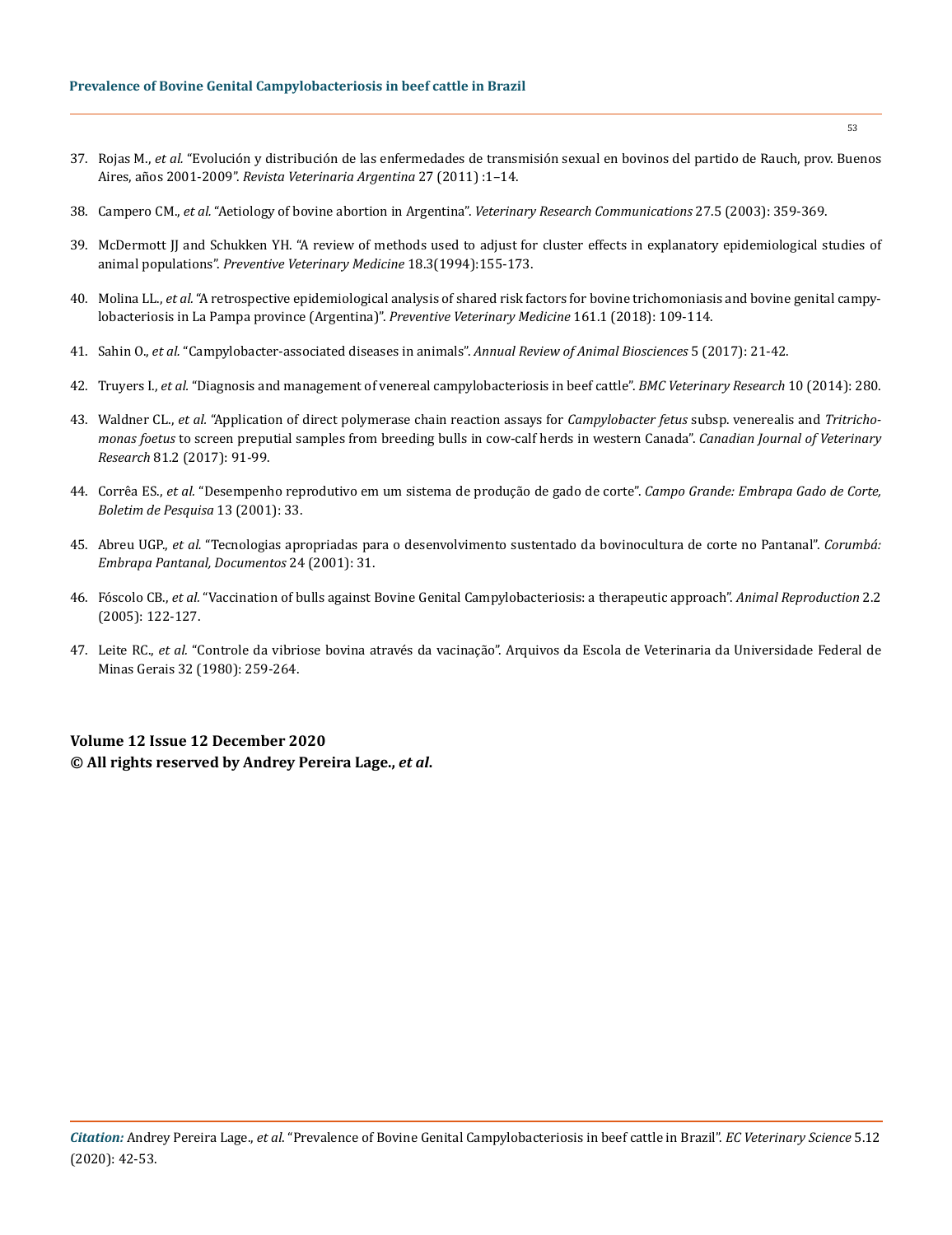37. Rojas M., *et al.* "Evolución y distribución de las enfermedades de transmisión sexual en bovinos del partido de Rauch, prov. Buenos Aires, años 2001-2009". *Revista Veterinaria Argentina* 27 (2011) :1–14.

38. Campero CM., *et al.* "Aetiology of bovine abortion in Argentina". *Veterinary Research Communications* 27.5 (2003): 359-369.

39. McDermott JJ and Schukken YH. "A review of methods used to adjust for cluster effects in explanatory epidemiological studies of animal populations". *Preventive Veterinary Medicine* 18.3(1994):155-173.

40. Molina LL., *et al.* "A retrospective epidemiological analysis of shared risk factors for bovine trichomoniasis and bovine genital campylobacteriosis in La Pampa province (Argentina)". *Preventive Veterinary Medicine* 161.1 (2018): 109-114.

41. Sahin O., *et al.* "Campylobacter-associated diseases in animals". *Annual Review of Animal Biosciences* 5 (2017): 21-42.

42. Truyers I., *et al.* "Diagnosis and management of venereal campylobacteriosis in beef cattle". *BMC Veterinary Research* 10 (2014): 280.

43. Waldner CL., *et al.* "Application of direct polymerase chain reaction assays for *Campylobacter fetus* subsp. venerealis and *Tritrichomonas foetus* to screen preputial samples from breeding bulls in cow-calf herds in western Canada". *Canadian Journal of Veterinary Research* 81.2 (2017): 91-99.

44. Corrêa ES., *et al.* "Desempenho reprodutivo em um sistema de produção de gado de corte". *Campo Grande: Embrapa Gado de Corte, Boletim de Pesquisa* 13 (2001): 33.

45. Abreu UGP., *et al.* "Tecnologias apropriadas para o desenvolvimento sustentado da bovinocultura de corte no Pantanal". *Corumbá: Embrapa Pantanal, Documentos* 24 (2001): 31.

46. Fóscolo CB., *et al.* "Vaccination of bulls against Bovine Genital Campylobacteriosis: a therapeutic approach". *Animal Reproduction* 2.2 (2005): 122-127.

47. Leite RC., *et al.* "Controle da vibriose bovina através da vacinação". Arquivos da Escola de Veterinaria da Universidade Federal de Minas Gerais 32 (1980): 259-264.

**Volume 12 Issue 12 December 2020**
**© All rights reserved by Andrey Pereira Lage., *et al*.**